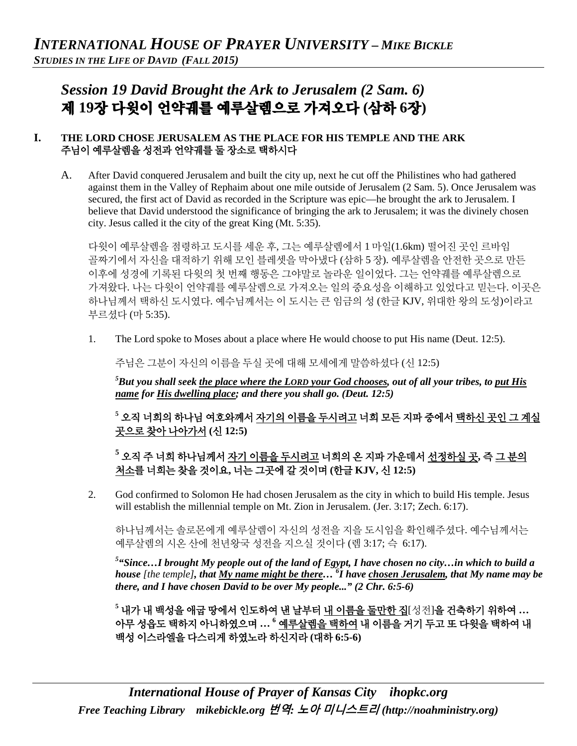# *Session 19 David Brought the Ark to Jerusalem (2 Sam. 6)*
# 제 19장 다윗이 언약궤를 예루살렘으로 가져오다 (삼하 6장)

## I. THE LORD CHOSE JERUSALEM AS THE PLACE FOR HIS TEMPLE AND THE ARK
## 주님이 예루살렘을 성전과 언약궤를 둘 장소로 택하시다

A. After David conquered Jerusalem and built the city up, next he cut off the Philistines who had gathered against them in the Valley of Rephaim about one mile outside of Jerusalem (2 Sam. 5). Once Jerusalem was secured, the first act of David as recorded in the Scripture was epic—he brought the ark to Jerusalem. I believe that David understood the significance of bringing the ark to Jerusalem; it was the divinely chosen city. Jesus called it the city of the great King (Mt. 5:35).

다윗이 예루살렘을 점령하고 도시를 세운 후, 그는 예루살렘에서 1 마일(1.6km) 떨어진 곳인 르바임 골짜기에서 자신을 대적하기 위해 모인 블레셋을 막아냈다 (삼하 5 장). 예루살렘을 안전한 곳으로 만든 이후에 성경에 기록된 다윗의 첫 번째 행동은 그야말로 놀라운 일이었다. 그는 언약궤를 예루살렘으로 가져왔다. 나는 다윗이 언약궤를 예루살렘으로 가져오는 일의 중요성을 이해하고 있었다고 믿는다. 이곳은 하나님께서 택하신 도시였다. 예수님께서는 이 도시는 큰 임금의 성 (한글 KJV, 위대한 왕의 도성)이라고 부르셨다 (마 5:35).

1. The Lord spoke to Moses about a place where He would choose to put His name (Deut. 12:5).

   주님은 그분이 자신의 이름을 두실 곳에 대해 모세에게 말씀하셨다 (신 12:5)

   ***[5]But you shall seek <u>the place where the LORD your God chooses</u>, out of all your tribes, to <u>put His name</u> for <u>His dwelling place</u>; and there you shall go. (Deut. 12:5)***

   **[5] 오직 너희의 하나님 여호와께서 <u>자기의 이름을 두시려고</u> 너희 모든 지파 중에서 <u>택하신 곳인 그 계실 곳으로 찾아 나아가서</u> (신 12:5)**

   **[5] 오직 주 너희 하나님께서 <u>자기 이름을 두시려고</u> 너희의 온 지파 가운데서 <u>선정하실 곳</u>, 즉 <u>그 분의 처소</u>를 너희는 찾을 것이요, 너는 그곳에 갈 것이며 (한글 KJV, 신 12:5)**

2. God confirmed to Solomon He had chosen Jerusalem as the city in which to build His temple. Jesus will establish the millennial temple on Mt. Zion in Jerusalem. (Jer. 3:17; Zech. 6:17).

   하나님께서는 솔로몬에게 예루살렘이 자신의 성전을 지을 도시임을 확인해주셨다. 예수님께서는 예루살렘의 시온 산에 천년왕국 성전을 지으실 것이다 (렘 3:17; 슥 6:17).

   ***[5]"Since…I brought My people out of the land of Egypt, I have chosen no city…in which to build a house** [the temple]**, that <u>My name might be there</u>… [6]I have <u>chosen Jerusalem</u>, that My name may be there, and I have chosen David to be over My people..." (2 Chr. 6:5-6)***

   **[5] 내가 내 백성을 애굽 땅에서 인도하여 낸 날부터 <u>내 이름을 둘만한 집</u>[성전]을 건축하기 위하여 … 아무 성읍도 택하지 아니하였으며 … [6] <u>예루살렘을 택하여</u> 내 이름을 거기 두고 또 다윗을 택하여 내 백성 이스라엘을 다스리게 하였노라 하신지라 (대하 6:5-6)**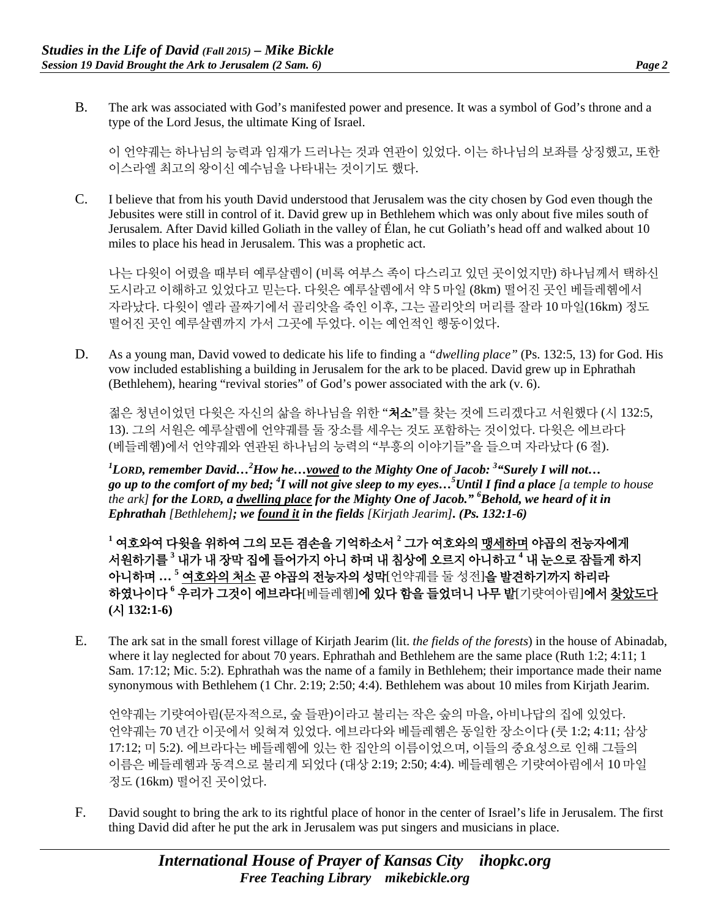B. The ark was associated with God's manifested power and presence. It was a symbol of God's throne and a type of the Lord Jesus, the ultimate King of Israel.

이 언약궤는 하나님의 능력과 임재가 드러나는 것과 연관이 있었다. 이는 하나님의 보좌를 상징했고, 또한 이스라엘 최고의 왕이신 예수님을 나타내는 것이기도 했다.

C. I believe that from his youth David understood that Jerusalem was the city chosen by God even though the Jebusites were still in control of it. David grew up in Bethlehem which was only about five miles south of Jerusalem. After David killed Goliath in the valley of Élan, he cut Goliath's head off and walked about 10 miles to place his head in Jerusalem. This was a prophetic act.

나는 다윗이 어렸을 때부터 예루살렘이 (비록 여부스 족이 다스리고 있던 곳이었지만) 하나님께서 택하신 도시라고 이해하고 있었다고 믿는다. 다윗은 예루살렘에서 약 5 마일 (8km) 떨어진 곳인 베들레헴에서 자라났다. 다윗이 엘라 골짜기에서 골리앗을 죽인 이후, 그는 골리앗의 머리를 잘라 10 마일(16km) 정도 떨어진 곳인 예루살렘까지 가서 그곳에 두었다. 이는 예언적인 행동이었다.

D. As a young man, David vowed to dedicate his life to finding a *"dwelling place"* (Ps. 132:5, 13) for God. His vow included establishing a building in Jerusalem for the ark to be placed. David grew up in Ephrathah (Bethlehem), hearing "revival stories" of God's power associated with the ark (v. 6).

젊은 청년이었던 다윗은 자신의 삶을 하나님을 위한 "**처소**"를 찾는 것에 드리겠다고 서원했다 (시 132:5, 13). 그의 서원은 예루살렘에 언약궤를 둘 장소를 세우는 것도 포함하는 것이었다. 다윗은 에브라다 (베들레헴)에서 언약궤와 연관된 하나님의 능력의 "부흥의 이야기들"을 들으며 자라났다 (6 절).

***[1]LORD, remember David…[2]How he…<u>vowed</u> to the Mighty One of Jacob: [3]"Surely I will not… go up to the comfort of my bed; [4]I will not give sleep to my eyes…[5]Until I find a place** [a temple to house the ark] **for the LORD, a <u>dwelling place</u> for the Mighty One of Jacob." [6]Behold, we heard of it in Ephrathah** [Bethlehem]**; we <u>found it</u> in the fields** [Kirjath Jearim]**. (Ps. 132:1-6)***

**[1] 여호와여 다윗을 위하여 그의 모든 겸손을 기억하소서 [2] 그가 여호와의 <u>맹세하며</u> 야곱의 전능자에게 서원하기를 [3] 내가 내 장막 집에 들어가지 아니 하며 내 침상에 오르지 아니하고 [4] 내 눈으로 잠들게 하지 아니하며 … [5] <u>여호와의 처소</u> 곧 야곱의 전능자의 성막**[언약궤를 둘 성전]**을 발견하기까지 하리라 하였나이다 [6] 우리가 그것이 에브라다**[베들레헴]**에 있다 함을 들었더니 나무 밭**[기랏여아림]**에서 <u>찾았도다</u> (시 132:1-6)**

E. The ark sat in the small forest village of Kirjath Jearim (lit. *the fields of the forests*) in the house of Abinadab, where it lay neglected for about 70 years. Ephrathah and Bethlehem are the same place (Ruth 1:2; 4:11; 1 Sam. 17:12; Mic. 5:2). Ephrathah was the name of a family in Bethlehem; their importance made their name synonymous with Bethlehem (1 Chr. 2:19; 2:50; 4:4). Bethlehem was about 10 miles from Kirjath Jearim.

언약궤는 기랏여아림(문자적으로, 숲 들판)이라고 불리는 작은 숲의 마을, 아비나답의 집에 있었다. 언약궤는 70 년간 이곳에서 잊혀져 있었다. 에브라다와 베들레헴은 동일한 장소이다 (룻 1:2; 4:11; 삼상 17:12; 미 5:2). 에브라다는 베들레헴에 있는 한 집안의 이름이었으며, 이들의 중요성으로 인해 그들의 이름은 베들레헴과 동격으로 불리게 되었다 (대상 2:19; 2:50; 4:4). 베들레헴은 기랏여아림에서 10 마일 정도 (16km) 떨어진 곳이었다.

F. David sought to bring the ark to its rightful place of honor in the center of Israel's life in Jerusalem. The first thing David did after he put the ark in Jerusalem was put singers and musicians in place.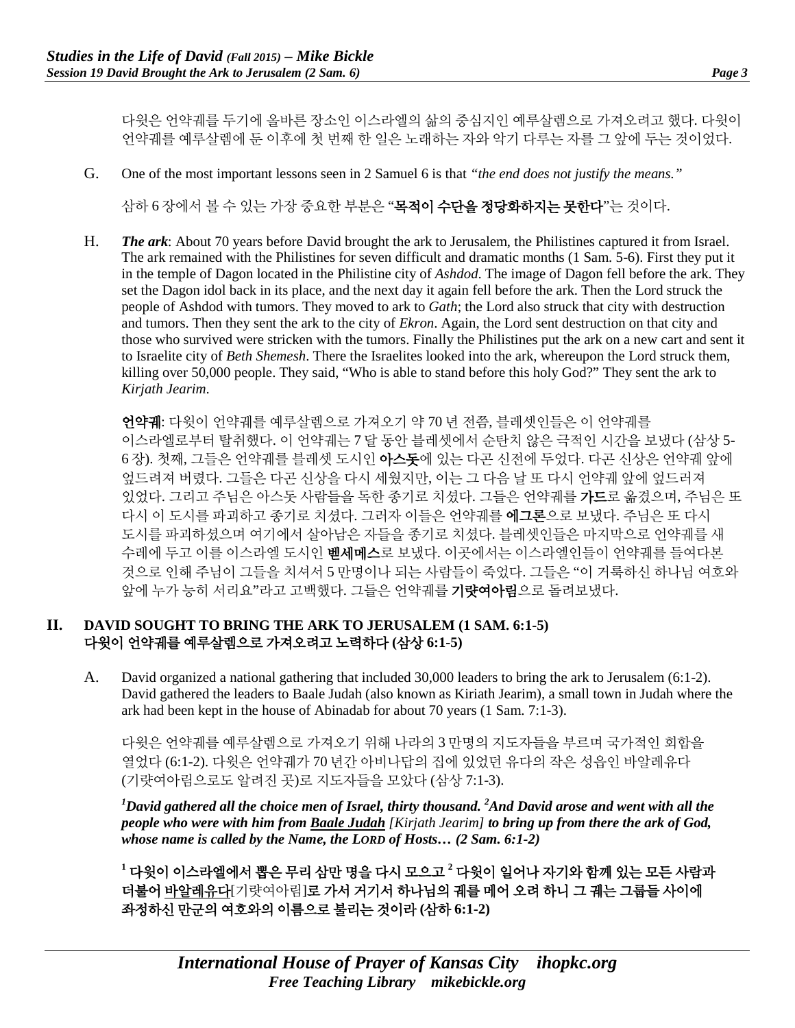다윗은 언약궤를 두기에 올바른 장소인 이스라엘의 삶의 중심지인 예루살렘으로 가져오려고 했다. 다윗이 언약궤를 예루살렘에 둔 이후에 첫 번째 한 일은 노래하는 자와 악기 다루는 자를 그 앞에 두는 것이었다.

G. One of the most important lessons seen in 2 Samuel 6 is that *"the end does not justify the means."*

삼하 6 장에서 볼 수 있는 가장 중요한 부분은 "**목적이 수단을 정당화하지는 못한다**"는 것이다.

H. ***The ark***: About 70 years before David brought the ark to Jerusalem, the Philistines captured it from Israel. The ark remained with the Philistines for seven difficult and dramatic months (1 Sam. 5-6). First they put it in the temple of Dagon located in the Philistine city of *Ashdod*. The image of Dagon fell before the ark. They set the Dagon idol back in its place, and the next day it again fell before the ark. Then the Lord struck the people of Ashdod with tumors. They moved to ark to *Gath*; the Lord also struck that city with destruction and tumors. Then they sent the ark to the city of *Ekron*. Again, the Lord sent destruction on that city and those who survived were stricken with the tumors. Finally the Philistines put the ark on a new cart and sent it to Israelite city of *Beth Shemesh*. There the Israelites looked into the ark, whereupon the Lord struck them, killing over 50,000 people. They said, "Who is able to stand before this holy God?" They sent the ark to *Kirjath Jearim*.

**언약궤**: 다윗이 언약궤를 예루살렘으로 가져오기 약 70 년 전쯤, 블레셋인들은 이 언약궤를 이스라엘로부터 탈취했다. 이 언약궤는 7 달 동안 블레셋에서 순탄치 않은 극적인 시간을 보냈다 (삼상 5-6 장). 첫째, 그들은 언약궤를 블레셋 도시인 **아스돗**에 있는 다곤 신전에 두었다. 다곤 신상은 언약궤 앞에 엎드려져 버렸다. 그들은 다곤 신상을 다시 세웠지만, 이는 그 다음 날 또 다시 언약궤 앞에 엎드려져 있었다. 그리고 주님은 아스돗 사람들을 독한 종기로 치셨다. 그들은 언약궤를 **가드**로 옮겼으며, 주님은 또 다시 이 도시를 파괴하고 종기로 치셨다. 그러자 이들은 언약궤를 **에그론**으로 보냈다. 주님은 또 다시 도시를 파괴하셨으며 여기에서 살아남은 자들을 종기로 치셨다. 블레셋인들은 마지막으로 언약궤를 새 수레에 두고 이를 이스라엘 도시인 **벧세메스**로 보냈다. 이곳에서는 이스라엘인들이 언약궤를 들여다본 것으로 인해 주님이 그들을 치셔서 5 만명이나 되는 사람들이 죽었다. 그들은 "이 거룩하신 하나님 여호와 앞에 누가 능히 서리요"라고 고백했다. 그들은 언약궤를 **기럇여아림**으로 돌려보냈다.

## II. DAVID SOUGHT TO BRING THE ARK TO JERUSALEM (1 SAM. 6:1-5)
## 다윗이 언약궤를 예루살렘으로 가져오려고 노력하다 (삼상 6:1-5)

A. David organized a national gathering that included 30,000 leaders to bring the ark to Jerusalem (6:1-2). David gathered the leaders to Baale Judah (also known as Kiriath Jearim), a small town in Judah where the ark had been kept in the house of Abinadab for about 70 years (1 Sam. 7:1-3).

다윗은 언약궤를 예루살렘으로 가져오기 위해 나라의 3 만명의 지도자들을 부르며 국가적인 회합을 열었다 (6:1-2). 다윗은 언약궤가 70 년간 아비나답의 집에 있었던 유다의 작은 성읍인 바알레유다 (기럇여아림으로도 알려진 곳)로 지도자들을 모았다 (삼상 7:1-3).

***[1]David gathered all the choice men of Israel, thirty thousand. [2]And David arose and went with all the people who were with him from <u>Baale Judah</u> [Kirjath Jearim] to bring up from there the ark of God, whose name is called by the Name, the LORD of Hosts… (2 Sam. 6:1-2)***

**[1] 다윗이 이스라엘에서 뽑은 무리 삼만 명을 다시 모으고 [2] 다윗이 일어나 자기와 함께 있는 모든 사람과 더불어 <u>바알레유다</u>[기럇여아림]로 가서 거기서 하나님의 궤를 메어 오려 하니 그 궤는 그룹들 사이에 좌정하신 만군의 여호와의 이름으로 불리는 것이라 (삼하 6:1-2)**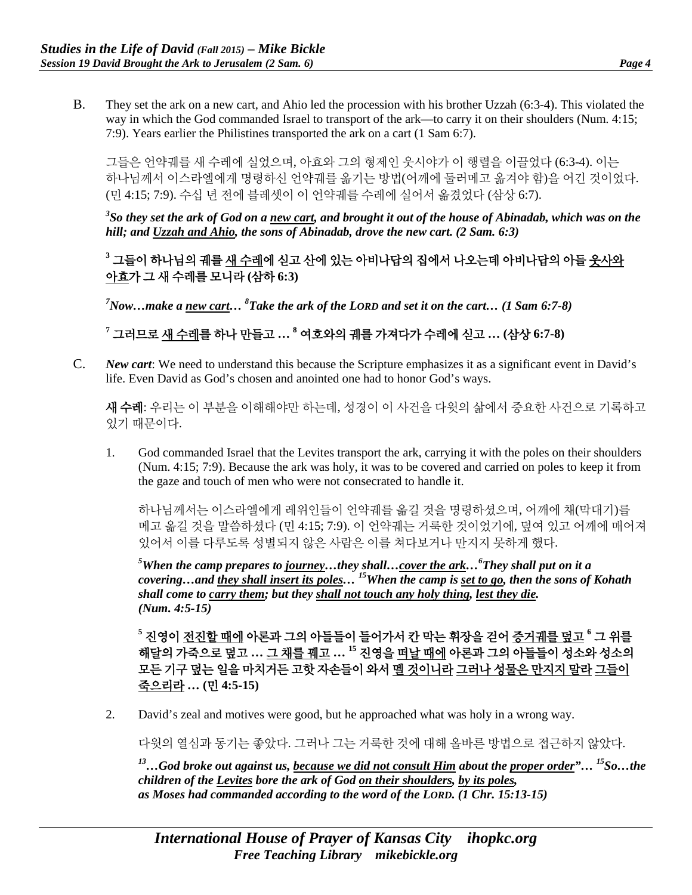B. They set the ark on a new cart, and Ahio led the procession with his brother Uzzah (6:3-4). This violated the way in which the God commanded Israel to transport of the ark—to carry it on their shoulders (Num. 4:15; 7:9). Years earlier the Philistines transported the ark on a cart (1 Sam 6:7).

그들은 언약궤를 새 수레에 실었으며, 아효와 그의 형제인 웃시야가 이 행렬을 이끌었다 (6:3-4). 이는 하나님께서 이스라엘에게 명령하신 언약궤를 옮기는 방법(어깨에 둘러메고 옮겨야 함)을 어긴 것이었다. (민 4:15; 7:9). 수십 년 전에 블레셋이 이 언약궤를 수레에 실어서 옮겼었다 (삼상 6:7).

***[3]So they set the ark of God on a <u>new cart</u>, and brought it out of the house of Abinadab, which was on the hill; and <u>Uzzah and Ahio</u>, the sons of Abinadab, drove the new cart. (2 Sam. 6:3)***

**[3] 그들이 하나님의 궤를 <u>새 수레</u>에 싣고 산에 있는 아비나답의 집에서 나오는데 아비나답의 아들 <u>웃사와 아효</u>가 그 새 수레를 모니라 (삼하 6:3)**

***[7]Now…make a <u>new cart</u>… [8]Take the ark of the LORD and set it on the cart… (1 Sam 6:7-8)***

**[7] 그러므로 <u>새 수레</u>를 하나 만들고 … [8] 여호와의 궤를 가져다가 수레에 싣고 … (삼상 6:7-8)**

C. ***New cart***: We need to understand this because the Scripture emphasizes it as a significant event in David's life. Even David as God's chosen and anointed one had to honor God's ways.

**새 수레**: 우리는 이 부분을 이해해야만 하는데, 성경이 이 사건을 다윗의 삶에서 중요한 사건으로 기록하고 있기 때문이다.

1. God commanded Israel that the Levites transport the ark, carrying it with the poles on their shoulders (Num. 4:15; 7:9). Because the ark was holy, it was to be covered and carried on poles to keep it from the gaze and touch of men who were not consecrated to handle it.

   하나님께서는 이스라엘에게 레위인들이 언약궤를 옮길 것을 명령하셨으며, 어깨에 채(막대기)를 메고 옮길 것을 말씀하셨다 (민 4:15; 7:9). 이 언약궤는 거룩한 것이었기에, 덮여 있고 어깨에 매어져 있어서 이를 다루도록 성별되지 않은 사람은 이를 쳐다보거나 만지지 못하게 했다.

   ***[5]When the camp prepares to <u>journey</u>…they shall…<u>cover the ark</u>…[6]They shall put on it a covering…and <u>they shall insert its poles</u>… [15]When the camp is <u>set to go</u>, then the sons of Kohath shall come to <u>carry them</u>; but they <u>shall not touch any holy thing</u>, <u>lest they die</u>. (Num. 4:5-15)***

   **[5] 진영이 <u>전진할 때에</u> 아론과 그의 아들들이 들어가서 칸 막는 휘장을 걷어 <u>증거궤를 덮고</u> [6] 그 위를 해달의 가죽으로 덮고 … <u>그 채를 꿰고</u> … [15] 진영을 <u>떠날 때에</u> 아론과 그의 아들들이 성소와 성소의 모든 기구 덮는 일을 마치거든 고핫 자손들이 와서 <u>멜 것이니라</u> <u>그러나 성물은 만지지 말라</u> <u>그들이 죽으리라</u> … (민 4:5-15)**

2. David's zeal and motives were good, but he approached what was holy in a wrong way.

   다윗의 열심과 동기는 좋았다. 그러나 그는 거룩한 것에 대해 올바른 방법으로 접근하지 않았다.

   ***[13]…God broke out against us, <u>because we did not consult Him</u> about the <u>proper order</u>"… [15]So…the children of the <u>Levites</u> bore the ark of God <u>on their shoulders</u>, <u>by its poles</u>, as Moses had commanded according to the word of the LORD. (1 Chr. 15:13-15)***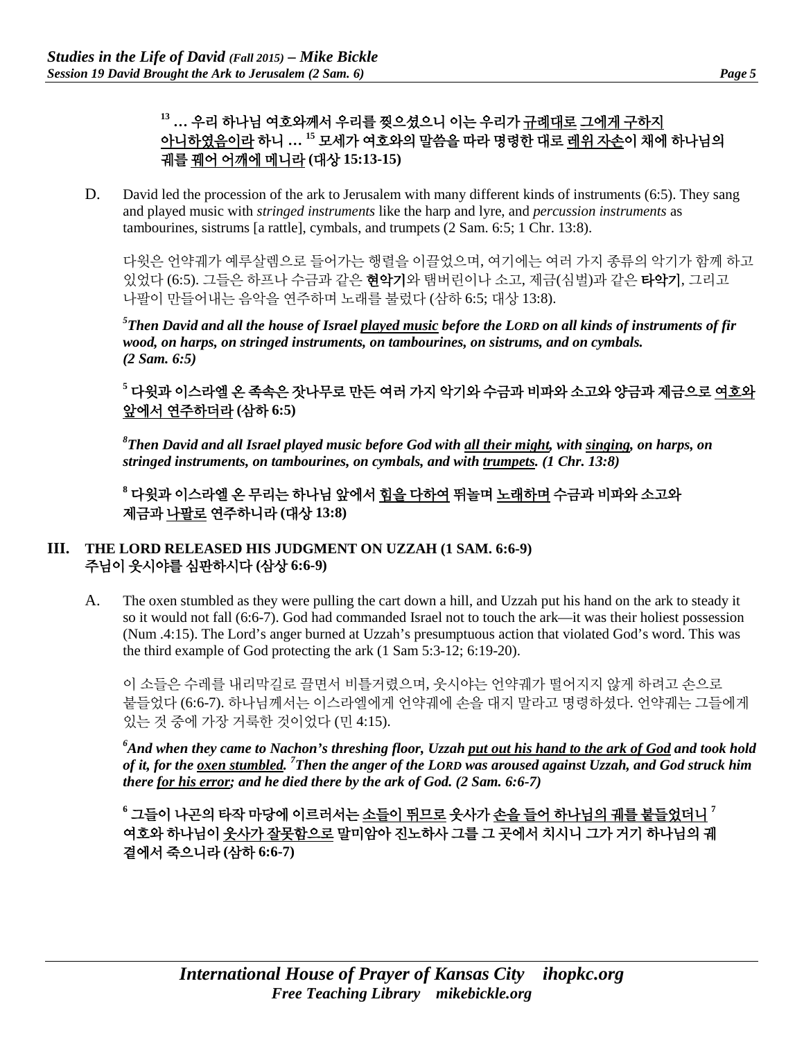**[13] … 우리 하나님 여호와께서 우리를 찢으셨으니 이는 우리가 규례대로 그에게 구하지 아니하였음이라 하니 … [15] 모세가 여호와의 말씀을 따라 명령한 대로 레위 자손이 채에 하나님의 궤를 꿰어 어깨에 메니라 (대상 15:13-15)**

D. David led the procession of the ark to Jerusalem with many different kinds of instruments (6:5). They sang and played music with *stringed instruments* like the harp and lyre, and *percussion instruments* as tambourines, sistrums [a rattle], cymbals, and trumpets (2 Sam. 6:5; 1 Chr. 13:8).

다윗은 언약궤가 예루살렘으로 들어가는 행렬을 이끌었으며, 여기에는 여러 가지 종류의 악기가 함께 하고 있었다 (6:5). 그들은 하프나 수금과 같은 **현악기**와 탬버린이나 소고, 제금(심벌)과 같은 **타악기**, 그리고 나팔이 만들어내는 음악을 연주하며 노래를 불렀다 (삼하 6:5; 대상 13:8).

***[5]Then David and all the house of Israel played music before the LORD on all kinds of instruments of fir wood, on harps, on stringed instruments, on tambourines, on sistrums, and on cymbals. (2 Sam. 6:5)***

**[5] 다윗과 이스라엘 온 족속은 잣나무로 만든 여러 가지 악기와 수금과 비파와 소고와 양금과 제금으로 여호와 앞에서 연주하더라 (삼하 6:5)**

***[8]Then David and all Israel played music before God with all their might, with singing, on harps, on stringed instruments, on tambourines, on cymbals, and with trumpets. (1 Chr. 13:8)***

**[8] 다윗과 이스라엘 온 무리는 하나님 앞에서 힘을 다하여 뛰놀며 노래하며 수금과 비파와 소고와 제금과 나팔로 연주하니라 (대상 13:8)**

## III. THE LORD RELEASED HIS JUDGMENT ON UZZAH (1 SAM. 6:6-9)
## 주님이 웃시야를 심판하시다 (삼상 6:6-9)

A. The oxen stumbled as they were pulling the cart down a hill, and Uzzah put his hand on the ark to steady it so it would not fall (6:6-7). God had commanded Israel not to touch the ark—it was their holiest possession (Num .4:15). The Lord's anger burned at Uzzah's presumptuous action that violated God's word. This was the third example of God protecting the ark (1 Sam 5:3-12; 6:19-20).

이 소들은 수레를 내리막길로 끌면서 비틀거렸으며, 웃시야는 언약궤가 떨어지지 않게 하려고 손으로 붙들었다 (6:6-7). 하나님께서는 이스라엘에게 언약궤에 손을 대지 말라고 명령하셨다. 언약궤는 그들에게 있는 것 중에 가장 거룩한 것이었다 (민 4:15).

***[6]And when they came to Nachon's threshing floor, Uzzah put out his hand to the ark of God and took hold of it, for the oxen stumbled. [7]Then the anger of the LORD was aroused against Uzzah, and God struck him there for his error; and he died there by the ark of God. (2 Sam. 6:6-7)***

**[6] 그들이 나곤의 타작 마당에 이르러서는 소들이 뛰므로 웃사가 손을 들어 하나님의 궤를 붙들었더니 [7] 여호와 하나님이 웃사가 잘못함으로 말미암아 진노하사 그를 그 곳에서 치시니 그가 거기 하나님의 궤 곁에서 죽으니라 (삼하 6:6-7)**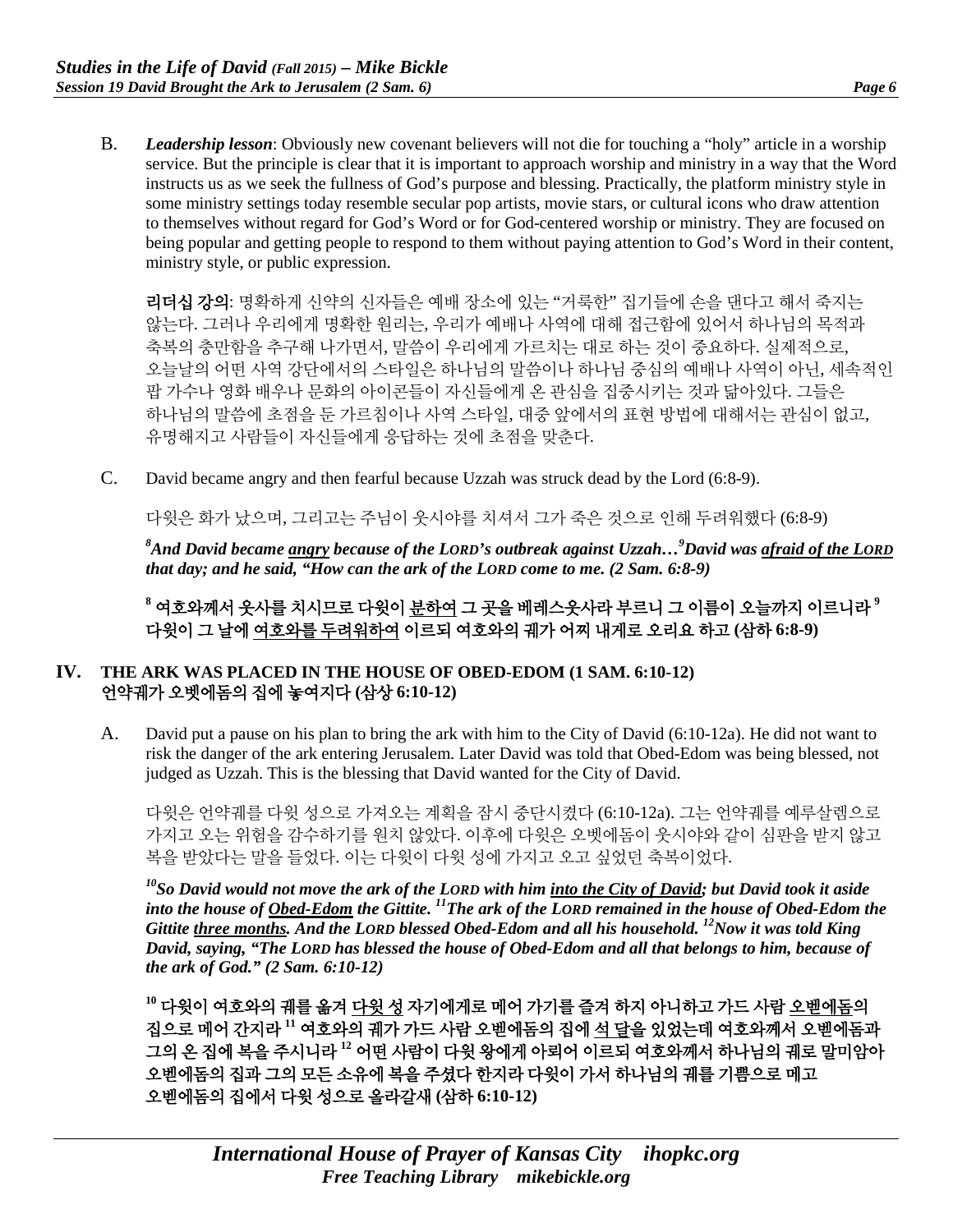B. ***Leadership lesson***: Obviously new covenant believers will not die for touching a "holy" article in a worship service. But the principle is clear that it is important to approach worship and ministry in a way that the Word instructs us as we seek the fullness of God's purpose and blessing. Practically, the platform ministry style in some ministry settings today resemble secular pop artists, movie stars, or cultural icons who draw attention to themselves without regard for God's Word or for God-centered worship or ministry. They are focused on being popular and getting people to respond to them without paying attention to God's Word in their content, ministry style, or public expression.

**리더십 강의**: 명확하게 신약의 신자들은 예배 장소에 있는 "거룩한" 집기들에 손을 댄다고 해서 죽지는 않는다. 그러나 우리에게 명확한 원리는, 우리가 예배나 사역에 대해 접근함에 있어서 하나님의 목적과 축복의 충만함을 추구해 나가면서, 말씀이 우리에게 가르치는 대로 하는 것이 중요하다. 실제적으로, 오늘날의 어떤 사역 강단에서의 스타일은 하나님의 말씀이나 하나님 중심의 예배나 사역이 아닌, 세속적인 팝 가수나 영화 배우나 문화의 아이콘들이 자신들에게 온 관심을 집중시키는 것과 닮아있다. 그들은 하나님의 말씀에 초점을 둔 가르침이나 사역 스타일, 대중 앞에서의 표현 방법에 대해서는 관심이 없고, 유명해지고 사람들이 자신들에게 응답하는 것에 초점을 맞춘다.

C. David became angry and then fearful because Uzzah was struck dead by the Lord (6:8-9).

다윗은 화가 났으며, 그리고는 주님이 웃시야를 치셔서 그가 죽은 것으로 인해 두려워했다 (6:8-9)

***[8]And David became <u>angry</u> because of the LORD's outbreak against Uzzah…[9]David was <u>afraid of the LORD</u> that day; and he said, "How can the ark of the LORD come to me. (2 Sam. 6:8-9)***

**[8] 여호와께서 웃사를 치시므로 다윗이 <u>분하여</u> 그 곳을 베레스웃사라 부르니 그 이름이 오늘까지 이르니라 [9] 다윗이 그 날에 <u>여호와를 두려워하여</u> 이르되 여호와의 궤가 어찌 내게로 오리요 하고 (삼하 6:8-9)**

## IV. THE ARK WAS PLACED IN THE HOUSE OF OBED-EDOM (1 SAM. 6:10-12) 언약궤가 오벳에돔의 집에 놓여지다 (삼상 6:10-12)

A. David put a pause on his plan to bring the ark with him to the City of David (6:10-12a). He did not want to risk the danger of the ark entering Jerusalem. Later David was told that Obed-Edom was being blessed, not judged as Uzzah. This is the blessing that David wanted for the City of David.

다윗은 언약궤를 다윗 성으로 가져오는 계획을 잠시 중단시켰다 (6:10-12a). 그는 언약궤를 예루살렘으로 가지고 오는 위험을 감수하기를 원치 않았다. 이후에 다윗은 오벳에돔이 웃시야와 같이 심판을 받지 않고 복을 받았다는 말을 들었다. 이는 다윗이 다윗 성에 가지고 오고 싶었던 축복이었다.

***[10]So David would not move the ark of the LORD with him <u>into the City of David</u>; but David took it aside into the house of <u>Obed-Edom</u> the Gittite. [11]The ark of the LORD remained in the house of Obed-Edom the Gittite <u>three months</u>. And the LORD blessed Obed-Edom and all his household. [12]Now it was told King David, saying, "The LORD has blessed the house of Obed-Edom and all that belongs to him, because of the ark of God." (2 Sam. 6:10-12)***

**[10] 다윗이 여호와의 궤를 옮겨 <u>다윗 성</u> 자기에게로 메어 가기를 즐겨 하지 아니하고 가드 사람 <u>오벧에돔</u>의 집으로 메어 간지라 [11] 여호와의 궤가 가드 사람 오벧에돔의 집에 <u>석 달</u>을 있었는데 여호와께서 오벧에돔과 그의 온 집에 복을 주시니라 [12] 어떤 사람이 다윗 왕에게 아뢰어 이르되 여호와께서 하나님의 궤로 말미암아 오벧에돔의 집과 그의 모든 소유에 복을 주셨다 한지라 다윗이 가서 하나님의 궤를 기쁨으로 메고 오벧에돔의 집에서 다윗 성으로 올라갈새 (삼하 6:10-12)**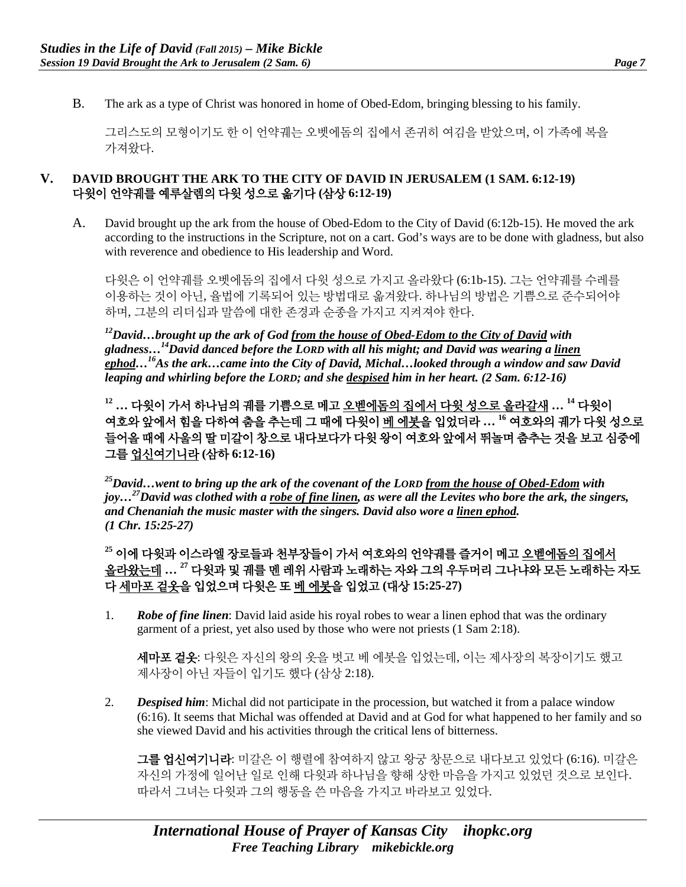B. The ark as a type of Christ was honored in home of Obed-Edom, bringing blessing to his family.

그리스도의 모형이기도 한 이 언약궤는 오벳에돔의 집에서 존귀히 여김을 받았으며, 이 가족에 복을 가져왔다.

## V. DAVID BROUGHT THE ARK TO THE CITY OF DAVID IN JERUSALEM (1 SAM. 6:12-19)
## 다윗이 언약궤를 예루살렘의 다윗 성으로 옮기다 (삼상 6:12-19)

A. David brought up the ark from the house of Obed-Edom to the City of David (6:12b-15). He moved the ark according to the instructions in the Scripture, not on a cart. God's ways are to be done with gladness, but also with reverence and obedience to His leadership and Word.

다윗은 이 언약궤를 오벳에돔의 집에서 다윗 성으로 가지고 올라왔다 (6:1b-15). 그는 언약궤를 수레를 이용하는 것이 아닌, 율법에 기록되어 있는 방법대로 옮겨왔다. 하나님의 방법은 기쁨으로 준수되어야 하며, 그분의 리더십과 말씀에 대한 존경과 순종을 가지고 지켜져야 한다.

***[12]David…brought up the ark of God <u>from the house of Obed-Edom to the City of David</u> with gladness…[14]David danced before the LORD with all his might; and David was wearing a <u>linen ephod</u>…[16]As the ark…came into the City of David, Michal…looked through a window and saw David leaping and whirling before the LORD; and she <u>despised</u> him in her heart. (2 Sam. 6:12-16)***

**[12] … 다윗이 가서 하나님의 궤를 기쁨으로 메고 <u>오벧에돔의 집에서 다윗 성으로 올라갈새</u> … [14] 다윗이 여호와 앞에서 힘을 다하여 춤을 추는데 그 때에 다윗이 <u>베 에봇</u>을 입었더라 … [16] 여호와의 궤가 다윗 성으로 들어올 때에 사울의 딸 미갈이 창으로 내다보다가 다윗 왕이 여호와 앞에서 뛰놀며 춤추는 것을 보고 심중에 그를 <u>업신여기니라</u> (삼하 6:12-16)**

***[25]David…went to bring up the ark of the covenant of the LORD <u>from the house of Obed-Edom</u> with joy…[27]David was clothed with a <u>robe of fine linen</u>, as were all the Levites who bore the ark, the singers, and Chenaniah the music master with the singers. David also wore a <u>linen ephod</u>. (1 Chr. 15:25-27)***

**[25] 이에 다윗과 이스라엘 장로들과 천부장들이 가서 여호와의 언약궤를 즐거이 메고 <u>오벧에돔의 집에서 올라왔는데</u> … [27] 다윗과 및 궤를 멘 레위 사람과 노래하는 자와 그의 우두머리 그나냐와 모든 노래하는 자도 다 <u>세마포 겉옷</u>을 입었으며 다윗은 또 <u>베 에봇</u>을 입었고 (대상 15:25-27)**

1. ***Robe of fine linen***: David laid aside his royal robes to wear a linen ephod that was the ordinary garment of a priest, yet also used by those who were not priests (1 Sam 2:18).

   **세마포 겉옷**: 다윗은 자신의 왕의 옷을 벗고 베 에봇을 입었는데, 이는 제사장의 복장이기도 했고 제사장이 아닌 자들이 입기도 했다 (삼상 2:18).

2. ***Despised him***: Michal did not participate in the procession, but watched it from a palace window (6:16). It seems that Michal was offended at David and at God for what happened to her family and so she viewed David and his activities through the critical lens of bitterness.

   **그를 업신여기니라**: 미갈은 이 행렬에 참여하지 않고 왕궁 창문으로 내다보고 있었다 (6:16). 미갈은 자신의 가정에 일어난 일로 인해 다윗과 하나님을 향해 상한 마음을 가지고 있었던 것으로 보인다. 따라서 그녀는 다윗과 그의 행동을 쓴 마음을 가지고 바라보고 있었다.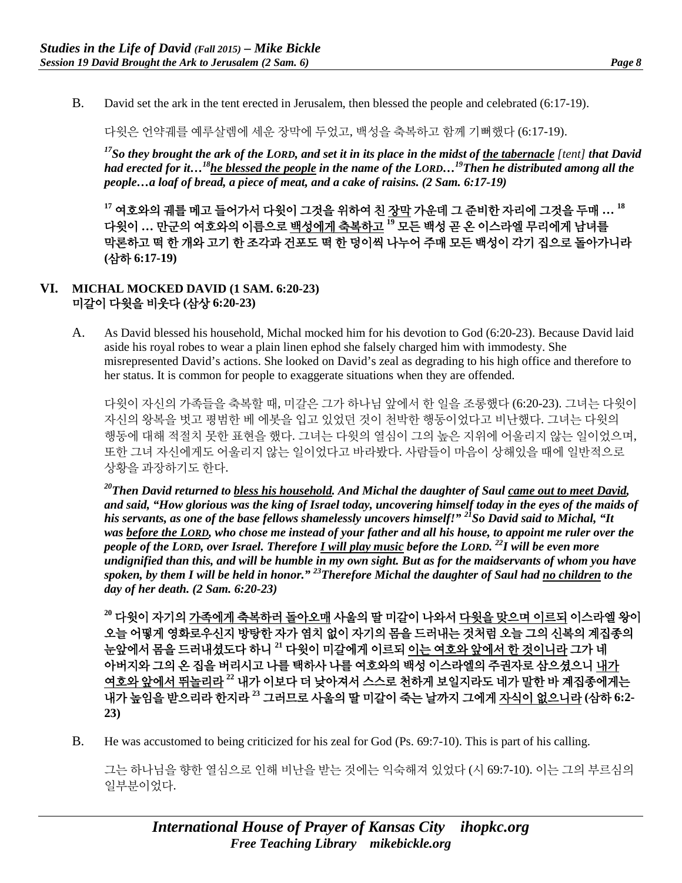B. David set the ark in the tent erected in Jerusalem, then blessed the people and celebrated (6:17-19).

다윗은 언약궤를 예루살렘에 세운 장막에 두었고, 백성을 축복하고 함께 기뻐했다 (6:17-19).

***[17]So they brought the ark of the LORD, and set it in its place in the midst of <u>the tabernacle</u> [tent] that David had erected for it…[18]<u>he blessed the people</u> in the name of the LORD…[19]Then he distributed among all the people…a loaf of bread, a piece of meat, and a cake of raisins. (2 Sam. 6:17-19)***

**[17] 여호와의 궤를 메고 들어가서 다윗이 그것을 위하여 친 <u>장막</u> 가운데 그 준비한 자리에 그것을 두매 … [18] 다윗이 … 만군의 여호와의 이름으로 <u>백성에게 축복하고</u> [19] 모든 백성 곧 온 이스라엘 무리에게 남녀를 막론하고 떡 한 개와 고기 한 조각과 건포도 떡 한 덩이씩 나누어 주매 모든 백성이 각기 집으로 돌아가니라 (삼하 6:17-19)**

## VI. MICHAL MOCKED DAVID (1 SAM. 6:20-23)
## 미갈이 다윗을 비웃다 (삼상 6:20-23)

A. As David blessed his household, Michal mocked him for his devotion to God (6:20-23). Because David laid aside his royal robes to wear a plain linen ephod she falsely charged him with immodesty. She misrepresented David's actions. She looked on David's zeal as degrading to his high office and therefore to her status. It is common for people to exaggerate situations when they are offended.

다윗이 자신의 가족들을 축복할 때, 미갈은 그가 하나님 앞에서 한 일을 조롱했다 (6:20-23). 그녀는 다윗이 자신의 왕복을 벗고 평범한 베 에봇을 입고 있었던 것이 천박한 행동이었다고 비난했다. 그녀는 다윗의 행동에 대해 적절치 못한 표현을 했다. 그녀는 다윗의 열심이 그의 높은 지위에 어울리지 않는 일이었으며, 또한 그녀 자신에게도 어울리지 않는 일이었다고 바라봤다. 사람들이 마음이 상해있을 때에 일반적으로 상황을 과장하기도 한다.

***[20]Then David returned to <u>bless his household</u>. And Michal the daughter of Saul <u>came out to meet David</u>, and said, "How glorious was the king of Israel today, uncovering himself today in the eyes of the maids of his servants, as one of the base fellows shamelessly uncovers himself!" [21]So David said to Michal, "It was <u>before the LORD</u>, who chose me instead of your father and all his house, to appoint me ruler over the people of the LORD, over Israel. Therefore <u>I will play music</u> before the LORD. [22]I will be even more undignified than this, and will be humble in my own sight. But as for the maidservants of whom you have spoken, by them I will be held in honor." [23]Therefore Michal the daughter of Saul had <u>no children</u> to the day of her death. (2 Sam. 6:20-23)***

**[20] 다윗이 자기의 <u>가족에게 축복하러 돌아오매</u> 사울의 딸 미갈이 나와서 <u>다윗을 맞으며 이르되</u> 이스라엘 왕이 오늘 어떻게 영화로우신지 방탕한 자가 염치 없이 자기의 몸을 드러내는 것처럼 오늘 그의 신복의 계집종의 눈앞에서 몸을 드러내셨도다 하니 [21] 다윗이 미갈에게 이르되 <u>이는 여호와 앞에서 한 것이니라</u> 그가 네 아버지와 그의 온 집을 버리시고 나를 택하사 나를 여호와의 백성 이스라엘의 주권자로 삼으셨으니 <u>내가 여호와 앞에서 뛰놀리라</u> [22] 내가 이보다 더 낮아져서 스스로 천하게 보일지라도 네가 말한 바 계집종에게는 내가 높임을 받으리라 한지라 [23] 그러므로 사울의 딸 미갈이 죽는 날까지 그에게 <u>자식이 없으니라</u> (삼하 6:2-23)**

B. He was accustomed to being criticized for his zeal for God (Ps. 69:7-10). This is part of his calling.

그는 하나님을 향한 열심으로 인해 비난을 받는 것에는 익숙해져 있었다 (시 69:7-10). 이는 그의 부르심의 일부분이었다.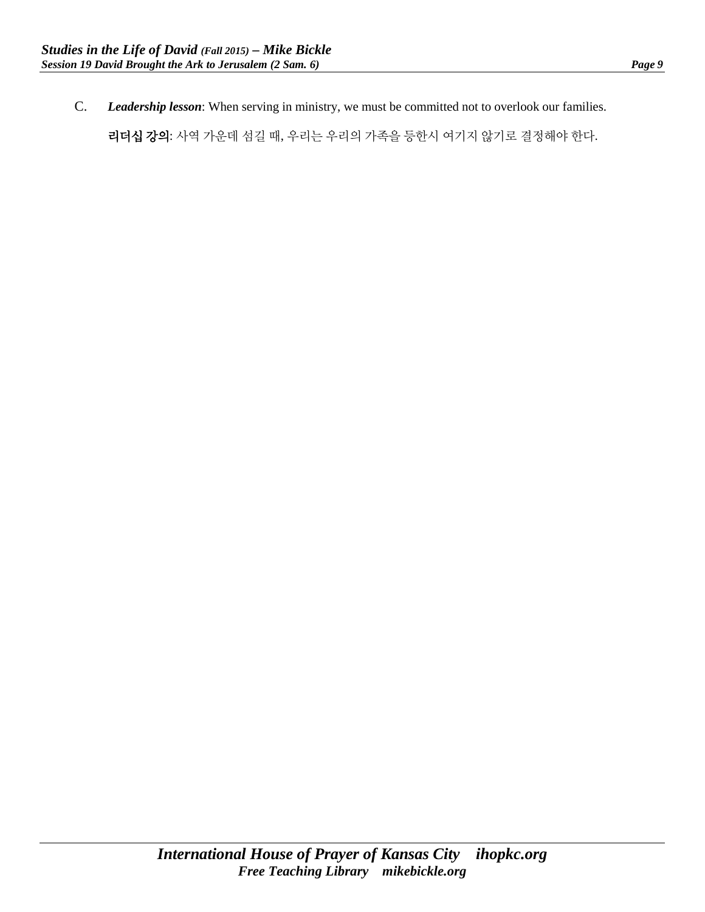C. ***Leadership lesson***: When serving in ministry, we must be committed not to overlook our families.

**리더십 강의**: 사역 가운데 섬길 때, 우리는 우리의 가족을 등한시 여기지 않기로 결정해야 한다.